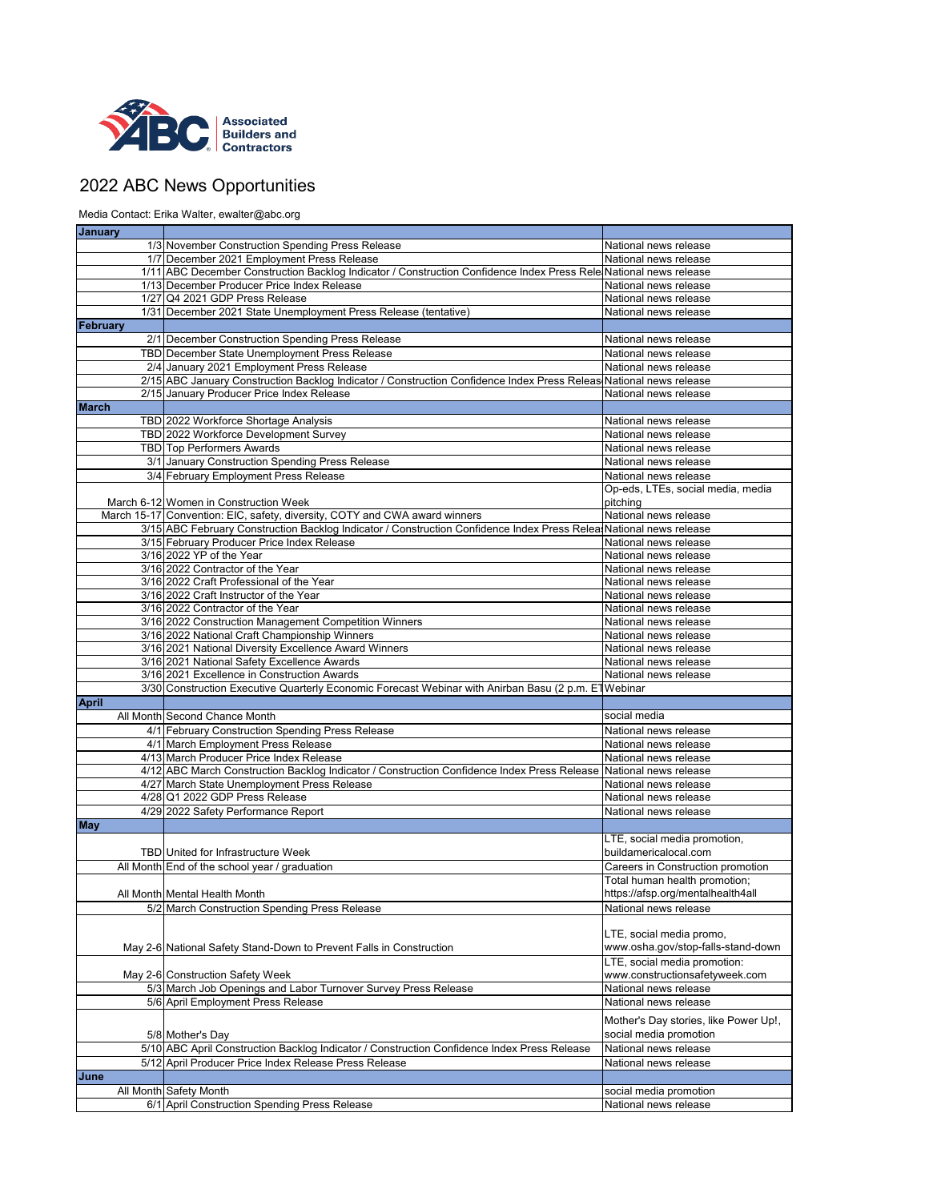Associated Builders and Contractors

# 2022 ABC News Opportunities

Media Contact: Erika Walter, ewalter@abc.org

| **January** | | |
|---|---|---|
| 1/3 | November Construction Spending Press Release | National news release |
| 1/7 | December 2021 Employment Press Release | National news release |
| 1/11 | ABC December Construction Backlog Indicator / Construction Confidence Index Press Rele | National news release |
| 1/13 | December Producer Price Index Release | National news release |
| 1/27 | Q4 2021 GDP Press Release | National news release |
| 1/31 | December 2021 State Unemployment Press Release (tentative) | National news release |
| **February** | | |
| 2/1 | December Construction Spending Press Release | National news release |
| TBD | December State Unemployment Press Release | National news release |
| 2/4 | January 2021 Employment Press Release | National news release |
| 2/15 | ABC January Construction Backlog Indicator / Construction Confidence Index Press Releas | National news release |
| 2/15 | January Producer Price Index Release | National news release |
| **March** | | |
| TBD | 2022 Workforce Shortage Analysis | National news release |
| TBD | 2022 Workforce Development Survey | National news release |
| TBD | Top Performers Awards | National news release |
| 3/1 | January Construction Spending Press Release | National news release |
| 3/4 | February Employment Press Release | National news release |
| March 6-12 | Women in Construction Week | Op-eds, LTEs, social media, media pitching |
| March 15-17 | Convention: EIC, safety, diversity, COTY and CWA award winners | National news release |
| 3/15 | ABC February Construction Backlog Indicator / Construction Confidence Index Press Releas | National news release |
| 3/15 | February Producer Price Index Release | National news release |
| 3/16 | 2022 YP of the Year | National news release |
| 3/16 | 2022 Contractor of the Year | National news release |
| 3/16 | 2022 Craft Professional of the Year | National news release |
| 3/16 | 2022 Craft Instructor of the Year | National news release |
| 3/16 | 2022 Contractor of the Year | National news release |
| 3/16 | 2022 Construction Management Competition Winners | National news release |
| 3/16 | 2022 National Craft Championship Winners | National news release |
| 3/16 | 2021 National Diversity Excellence Award Winners | National news release |
| 3/16 | 2021 National Safety Excellence Awards | National news release |
| 3/16 | 2021 Excellence in Construction Awards | National news release |
| 3/30 | Construction Executive Quarterly Economic Forecast Webinar with Anirban Basu (2 p.m. ET | Webinar |
| **April** | | |
| All Month | Second Chance Month | social media |
| 4/1 | February Construction Spending Press Release | National news release |
| 4/1 | March Employment Press Release | National news release |
| 4/13 | March Producer Price Index Release | National news release |
| 4/12 | ABC March Construction Backlog Indicator / Construction Confidence Index Press Release | National news release |
| 4/27 | March State Unemployment Press Release | National news release |
| 4/28 | Q1 2022 GDP Press Release | National news release |
| 4/29 | 2022 Safety Performance Report | National news release |
| **May** | | |
| TBD | United for Infrastructure Week | LTE, social media promotion, buildamericalocal.com |
| All Month | End of the school year / graduation | Careers in Construction promotion |
| All Month | Mental Health Month | Total human health promotion; https://afsp.org/mentalhealth4all |
| 5/2 | March Construction Spending Press Release | National news release |
| May 2-6 | National Safety Stand-Down to Prevent Falls in Construction | LTE, social media promo, www.osha.gov/stop-falls-stand-down |
| May 2-6 | Construction Safety Week | LTE, social media promotion: www.constructionsafetyweek.com |
| 5/3 | March Job Openings and Labor Turnover Survey Press Release | National news release |
| 5/6 | April Employment Press Release | National news release |
| 5/8 | Mother's Day | Mother's Day stories, like Power Up!, social media promotion |
| 5/10 | ABC April Construction Backlog Indicator / Construction Confidence Index Press Release | National news release |
| 5/12 | April Producer Price Index Release Press Release | National news release |
| **June** | | |
| All Month | Safety Month | social media promotion |
| 6/1 | April Construction Spending Press Release | National news release |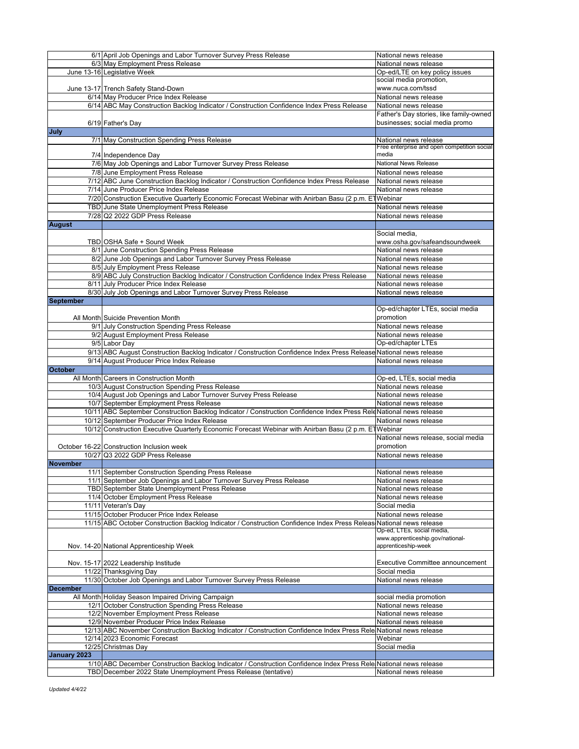| | | |
|---|---|---|
| 6/1 | April Job Openings and Labor Turnover Survey Press Release | National news release |
| 6/3 | May Employment Press Release | National news release |
| June 13-16 | Legislative Week | Op-ed/LTE on key policy issues |
| June 13-17 | Trench Safety Stand-Down | social media promotion, www.nuca.com/tssd |
| 6/14 | May Producer Price Index Release | National news release |
| 6/14 | ABC May Construction Backlog Indicator / Construction Confidence Index Press Release | National news release |
| 6/19 | Father's Day | Father's Day stories, like family-owned businesses; social media promo |
| **July** | | |
| 7/1 | May Construction Spending Press Release | National news release |
| 7/4 | Independence Day | Free enterprise and open competition social media |
| 7/6 | May Job Openings and Labor Turnover Survey Press Release | National News Release |
| 7/8 | June Employment Press Release | National news release |
| 7/12 | ABC June Construction Backlog Indicator / Construction Confidence Index Press Release | National news release |
| 7/14 | June Producer Price Index Release | National news release |
| 7/20 | Construction Executive Quarterly Economic Forecast Webinar with Anirban Basu (2 p.m. ET | Webinar |
| TBD | June State Unemployment Press Release | National news release |
| 7/28 | Q2 2022 GDP Press Release | National news release |
| **August** | | |
| TBD | OSHA Safe + Sound Week | Social media, www.osha.gov/safeandsoundweek |
| 8/1 | June Construction Spending Press Release | National news release |
| 8/2 | June Job Openings and Labor Turnover Survey Press Release | National news release |
| 8/5 | July Employment Press Release | National news release |
| 8/9 | ABC July Construction Backlog Indicator / Construction Confidence Index Press Release | National news release |
| 8/11 | July Producer Price Index Release | National news release |
| 8/30 | July Job Openings and Labor Turnover Survey Press Release | National news release |
| **September** | | |
| All Month | Suicide Prevention Month | Op-ed/chapter LTEs, social media promotion |
| 9/1 | July Construction Spending Press Release | National news release |
| 9/2 | August Employment Press Release | National news release |
| 9/5 | Labor Day | Op-ed/chapter LTEs |
| 9/13 | ABC August Construction Backlog Indicator / Construction Confidence Index Press Release | National news release |
| 9/14 | August Producer Price Index Release | National news release |
| **October** | | |
| All Month | Careers in Construction Month | Op-ed, LTEs, social media |
| 10/3 | August Construction Spending Press Release | National news release |
| 10/4 | August Job Openings and Labor Turnover Survey Press Release | National news release |
| 10/7 | September Employment Press Release | National news release |
| 10/11 | ABC September Construction Backlog Indicator / Construction Confidence Index Press Rele | National news release |
| 10/12 | September Producer Price Index Release | National news release |
| 10/12 | Construction Executive Quarterly Economic Forecast Webinar with Anirban Basu (2 p.m. ET | Webinar |
| October 16-22 | Construction Inclusion week | National news release, social media promotion |
| 10/27 | Q3 2022 GDP Press Release | National news release |
| **November** | | |
| 11/1 | September Construction Spending Press Release | National news release |
| 11/1 | September Job Openings and Labor Turnover Survey Press Release | National news release |
| TBD | September State Unemployment Press Release | National news release |
| 11/4 | October Employment Press Release | National news release |
| 11/11 | Veteran's Day | Social media |
| 11/15 | October Producer Price Index Release | National news release |
| 11/15 | ABC October Construction Backlog Indicator / Construction Confidence Index Press Releas | National news release |
| Nov. 14-20 | National Apprenticeship Week | Op-ed, LTEs, social media, www.apprenticeship.gov/national-apprenticeship-week |
| Nov. 15-17 | 2022 Leadership Institute | Executive Committee announcement |
| 11/22 | Thanksgiving Day | Social media |
| 11/30 | October Job Openings and Labor Turnover Survey Press Release | National news release |
| **December** | | |
| All Month | Holiday Season Impaired Driving Campaign | social media promotion |
| 12/1 | October Construction Spending Press Release | National news release |
| 12/2 | November Employment Press Release | National news release |
| 12/9 | November Producer Price Index Release | National news release |
| 12/13 | ABC November Construction Backlog Indicator / Construction Confidence Index Press Rele | National news release |
| 12/14 | 2023 Economic Forecast | Webinar |
| 12/25 | Christmas Day | Social media |
| **January 2023** | | |
| 1/10 | ABC December Construction Backlog Indicator / Construction Confidence Index Press Rele | National news release |
| TBD | December 2022 State Unemployment Press Release (tentative) | National news release |

*Updated 4/4/22*